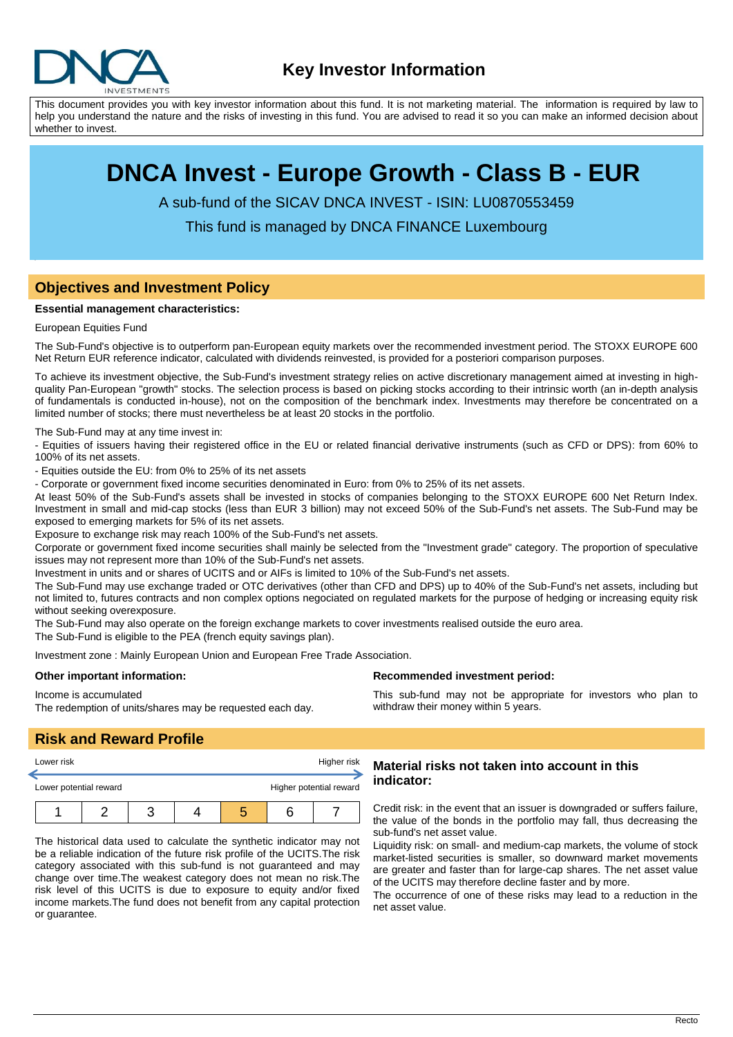# Key Investor Information

This document provides you with key investor information about this fund. It is not marketing material. The information is required by law to help you understand the nature and the risks of investing in this fund. You are advised to read it so you can make an informed decision about whether to invest.

# DNCA Invest - Europe Growth - Class B - EUR

A sub-fund of the SICAV DNCA INVEST - ISIN: LU0870553459

This fund is managed by DNCA FINANCE Luxembourg

## Objectives and Investment Policy

**Essential management characteristics:**

European Equities Fund

The Sub-Fund's objective is to outperform pan-European equity markets over the recommended investment period. The STOXX EUROPE 600 Net Return EUR reference indicator, calculated with dividends reinvested, is provided for a posteriori comparison purposes.

To achieve its investment objective, the Sub-Fund's investment strategy relies on active discretionary management aimed at investing in high-quality Pan-European "growth" stocks. The selection process is based on picking stocks according to their intrinsic worth (an in-depth analysis of fundamentals is conducted in-house), not on the composition of the benchmark index. Investments may therefore be concentrated on a limited number of stocks; there must nevertheless be at least 20 stocks in the portfolio.

The Sub-Fund may at any time invest in:

- Equities of issuers having their registered office in the EU or related financial derivative instruments (such as CFD or DPS): from 60% to 100% of its net assets.
- Equities outside the EU: from 0% to 25% of its net assets
- Corporate or government fixed income securities denominated in Euro: from 0% to 25% of its net assets.

At least 50% of the Sub-Fund's assets shall be invested in stocks of companies belonging to the STOXX EUROPE 600 Net Return Index. Investment in small and mid-cap stocks (less than EUR 3 billion) may not exceed 50% of the Sub-Fund's net assets. The Sub-Fund may be exposed to emerging markets for 5% of its net assets.

Exposure to exchange risk may reach 100% of the Sub-Fund's net assets.

Corporate or government fixed income securities shall mainly be selected from the "Investment grade" category. The proportion of speculative issues may not represent more than 10% of the Sub-Fund's net assets.

Investment in units and or shares of UCITS and or AIFs is limited to 10% of the Sub-Fund's net assets.

The Sub-Fund may use exchange traded or OTC derivatives (other than CFD and DPS) up to 40% of the Sub-Fund's net assets, including but not limited to, futures contracts and non complex options negociated on regulated markets for the purpose of hedging or increasing equity risk without seeking overexposure.

The Sub-Fund may also operate on the foreign exchange markets to cover investments realised outside the euro area.

The Sub-Fund is eligible to the PEA (french equity savings plan).

Investment zone : Mainly European Union and European Free Trade Association.

**Other important information:**

Income is accumulated

The redemption of units/shares may be requested each day.

**Recommended investment period:**

This sub-fund may not be appropriate for investors who plan to withdraw their money within 5 years.

## Risk and Reward Profile

Lower risk — Higher risk

Lower potential reward — Higher potential reward

| 1 | 2 | 3 | 4 | **5** | 6 | 7 |
|---|---|---|---|---|---|---|

The historical data used to calculate the synthetic indicator may not be a reliable indication of the future risk profile of the UCITS.The risk category associated with this sub-fund is not guaranteed and may change over time.The weakest category does not mean no risk.The risk level of this UCITS is due to exposure to equity and/or fixed income markets.The fund does not benefit from any capital protection or guarantee.

### Material risks not taken into account in this indicator:

Credit risk: in the event that an issuer is downgraded or suffers failure, the value of the bonds in the portfolio may fall, thus decreasing the sub-fund's net asset value.

Liquidity risk: on small- and medium-cap markets, the volume of stock market-listed securities is smaller, so downward market movements are greater and faster than for large-cap shares. The net asset value of the UCITS may therefore decline faster and by more.

The occurrence of one of these risks may lead to a reduction in the net asset value.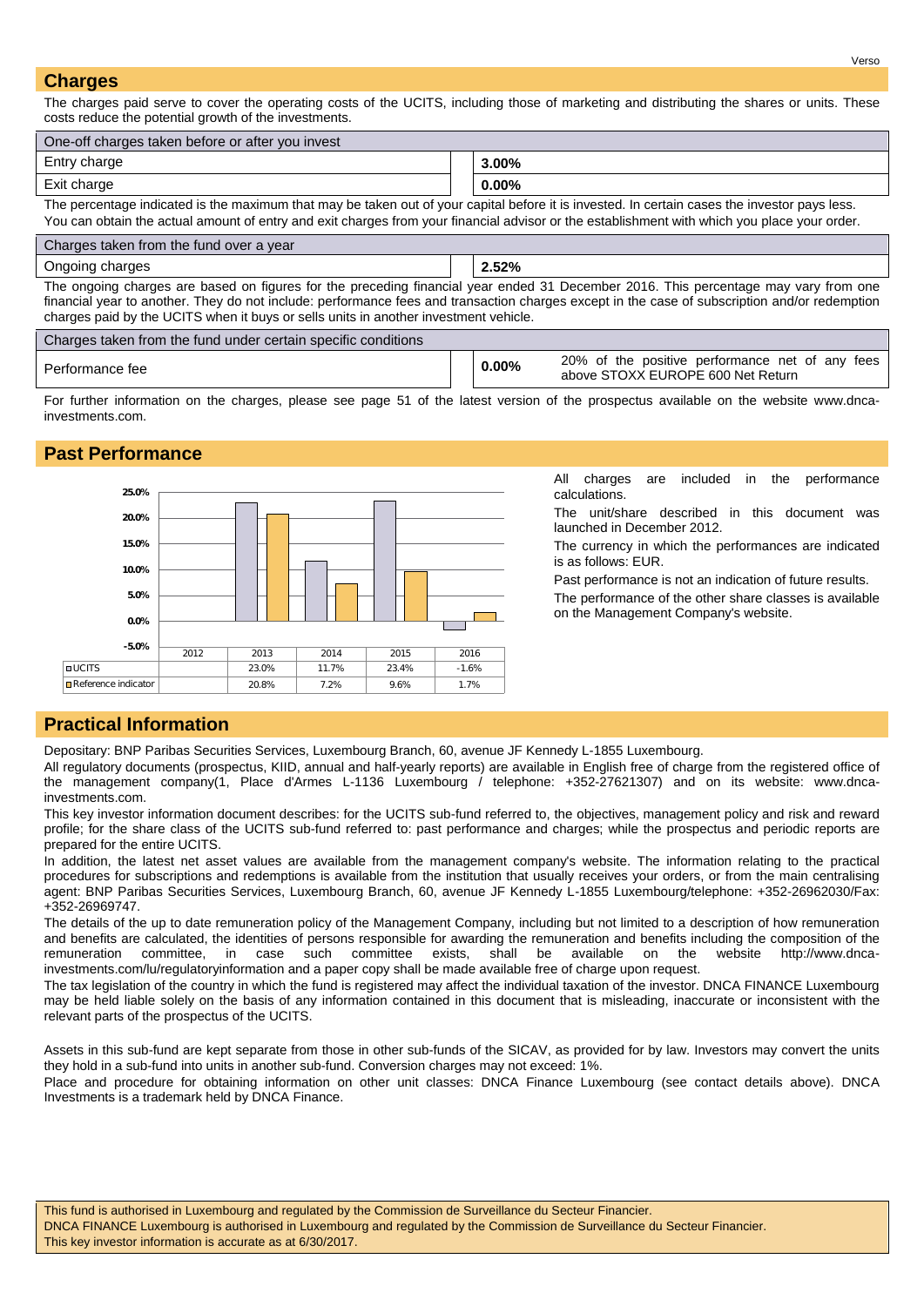## Charges

The charges paid serve to cover the operating costs of the UCITS, including those of marketing and distributing the shares or units. These costs reduce the potential growth of the investments.

| One-off charges taken before or after you invest | |
|---|---|
| Entry charge | **3.00%** |
| Exit charge | **0.00%** |

The percentage indicated is the maximum that may be taken out of your capital before it is invested. In certain cases the investor pays less. You can obtain the actual amount of entry and exit charges from your financial advisor or the establishment with which you place your order.

| Charges taken from the fund over a year | |
|---|---|
| Ongoing charges | **2.52%** |

The ongoing charges are based on figures for the preceding financial year ended 31 December 2016. This percentage may vary from one financial year to another. They do not include: performance fees and transaction charges except in the case of subscription and/or redemption charges paid by the UCITS when it buys or sells units in another investment vehicle.

| Charges taken from the fund under certain specific conditions | | |
|---|---|---|
| Performance fee | **0.00%** | 20% of the positive performance net of any fees above STOXX EUROPE 600 Net Return |

For further information on the charges, please see page 51 of the latest version of the prospectus available on the website www.dnca-investments.com.

## Past Performance

25.0%
20.0%
15.0%
10.0%
5.0%
0.0%
-5.0%

2012 2013 2014 2015 2016

UCITS: 23.0% 11.7% 23.4% -1.6%

Reference indicator: 20.8% 7.2% 9.6% 1.7%

All charges are included in the performance calculations.

The unit/share described in this document was launched in December 2012.

The currency in which the performances are indicated is as follows: EUR.

Past performance is not an indication of future results.

The performance of the other share classes is available on the Management Company's website.

## Practical Information

Depositary: BNP Paribas Securities Services, Luxembourg Branch, 60, avenue JF Kennedy L-1855 Luxembourg.

All regulatory documents (prospectus, KIID, annual and half-yearly reports) are available in English free of charge from the registered office of the management company(1, Place d'Armes L-1136 Luxembourg / telephone: +352-27621307) and on its website: www.dnca-investments.com.

This key investor information document describes: for the UCITS sub-fund referred to, the objectives, management policy and risk and reward profile; for the share class of the UCITS sub-fund referred to: past performance and charges; while the prospectus and periodic reports are prepared for the entire UCITS.

In addition, the latest net asset values are available from the management company's website. The information relating to the practical procedures for subscriptions and redemptions is available from the institution that usually receives your orders, or from the main centralising agent: BNP Paribas Securities Services, Luxembourg Branch, 60, avenue JF Kennedy L-1855 Luxembourg/telephone: +352-26962030/Fax: +352-26969747.

The details of the up to date remuneration policy of the Management Company, including but not limited to a description of how remuneration and benefits are calculated, the identities of persons responsible for awarding the remuneration and benefits including the composition of the remuneration committee, in case such committee exists, shall be available on the website http://www.dnca-investments.com/lu/regulatoryinformation and a paper copy shall be made available free of charge upon request.

The tax legislation of the country in which the fund is registered may affect the individual taxation of the investor. DNCA FINANCE Luxembourg may be held liable solely on the basis of any information contained in this document that is misleading, inaccurate or inconsistent with the relevant parts of the prospectus of the UCITS.

Assets in this sub-fund are kept separate from those in other sub-funds of the SICAV, as provided for by law. Investors may convert the units they hold in a sub-fund into units in another sub-fund. Conversion charges may not exceed: 1%.

Place and procedure for obtaining information on other unit classes: DNCA Finance Luxembourg (see contact details above). DNCA Investments is a trademark held by DNCA Finance.

This fund is authorised in Luxembourg and regulated by the Commission de Surveillance du Secteur Financier.
DNCA FINANCE Luxembourg is authorised in Luxembourg and regulated by the Commission de Surveillance du Secteur Financier.
This key investor information is accurate as at 6/30/2017.